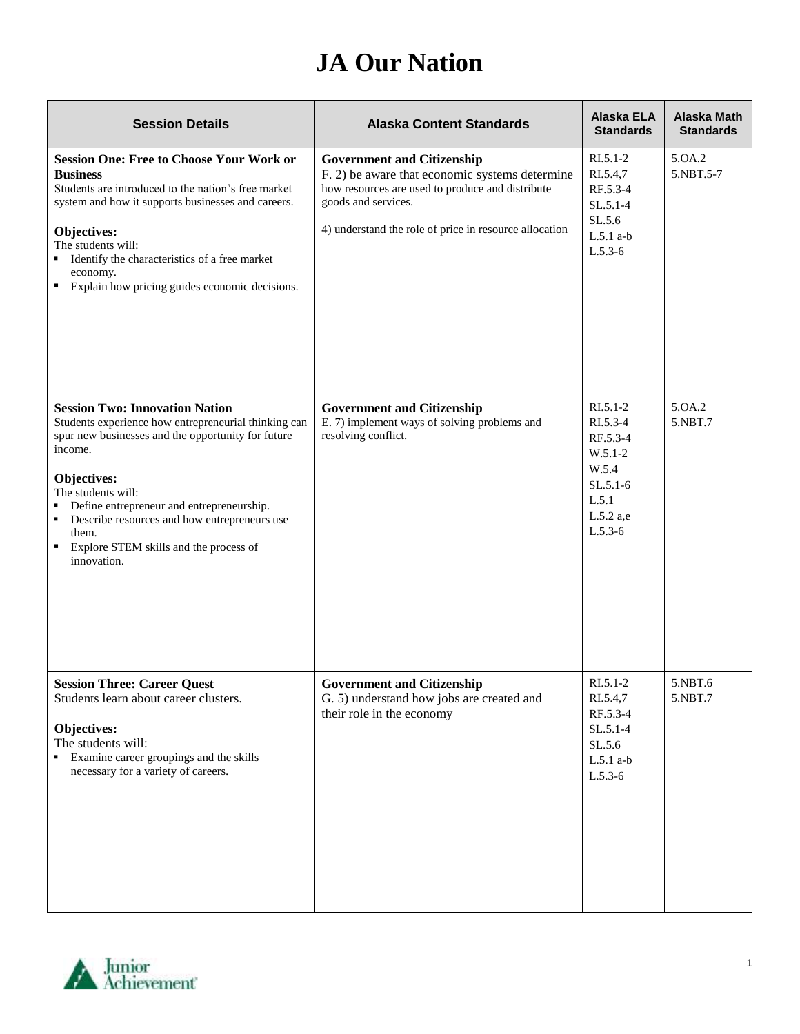# JA Our Nation

| Session Details | Alaska Content Standards | Alaska ELA Standards | Alaska Math Standards |
|---|---|---|---|
| **Session One: Free to Choose Your Work or Business**<br>Students are introduced to the nation's free market system and how it supports businesses and careers.<br><br>**Objectives:**<br>The students will:<br>▪ Identify the characteristics of a free market economy.<br>▪ Explain how pricing guides economic decisions. | **Government and Citizenship**<br>F. 2) be aware that economic systems determine how resources are used to produce and distribute goods and services.<br><br>4) understand the role of price in resource allocation | RI.5.1-2<br>RI.5.4,7<br>RF.5.3-4<br>SL.5.1-4<br>SL.5.6<br>L.5.1 a-b<br>L.5.3-6 | 5.OA.2<br>5.NBT.5-7 |
| **Session Two: Innovation Nation**<br>Students experience how entrepreneurial thinking can spur new businesses and the opportunity for future income.<br><br>**Objectives:**<br>The students will:<br>▪ Define entrepreneur and entrepreneurship.<br>▪ Describe resources and how entrepreneurs use them.<br>▪ Explore STEM skills and the process of innovation. | **Government and Citizenship**<br>E. 7) implement ways of solving problems and resolving conflict. | RI.5.1-2<br>RI.5.3-4<br>RF.5.3-4<br>W.5.1-2<br>W.5.4<br>SL.5.1-6<br>L.5.1<br>L.5.2 a,e<br>L.5.3-6 | 5.OA.2<br>5.NBT.7 |
| **Session Three: Career Quest**<br>Students learn about career clusters.<br><br>**Objectives:**<br>The students will:<br>▪ Examine career groupings and the skills necessary for a variety of careers. | **Government and Citizenship**<br>G. 5) understand how jobs are created and their role in the economy | RI.5.1-2<br>RI.5.4,7<br>RF.5.3-4<br>SL.5.1-4<br>SL.5.6<br>L.5.1 a-b<br>L.5.3-6 | 5.NBT.6<br>5.NBT.7 |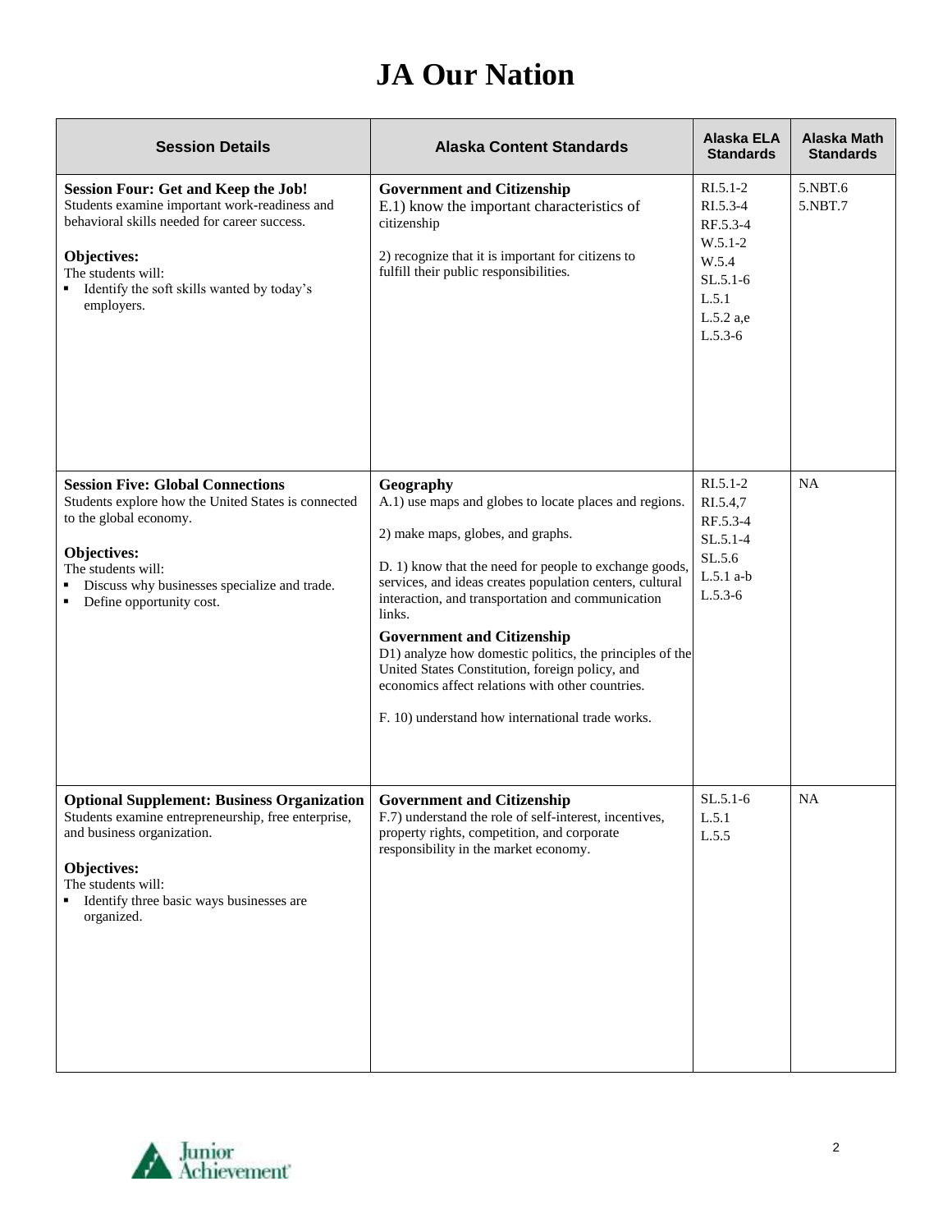# JA Our Nation

| Session Details | Alaska Content Standards | Alaska ELA Standards | Alaska Math Standards |
|---|---|---|---|
| **Session Four: Get and Keep the Job!**<br>Students examine important work-readiness and behavioral skills needed for career success.<br><br>**Objectives:**<br>The students will:<br>▪ Identify the soft skills wanted by today's employers. | **Government and Citizenship**<br>E.1) know the important characteristics of citizenship<br><br>2) recognize that it is important for citizens to fulfill their public responsibilities. | RI.5.1-2<br>RI.5.3-4<br>RF.5.3-4<br>W.5.1-2<br>W.5.4<br>SL.5.1-6<br>L.5.1<br>L.5.2 a,e<br>L.5.3-6 | 5.NBT.6<br>5.NBT.7 |
| **Session Five: Global Connections**<br>Students explore how the United States is connected to the global economy.<br><br>**Objectives:**<br>The students will:<br>▪ Discuss why businesses specialize and trade.<br>▪ Define opportunity cost. | **Geography**<br>A.1) use maps and globes to locate places and regions.<br><br>2) make maps, globes, and graphs.<br><br>D. 1) know that the need for people to exchange goods, services, and ideas creates population centers, cultural interaction, and transportation and communication links.<br><br>**Government and Citizenship**<br>D1) analyze how domestic politics, the principles of the United States Constitution, foreign policy, and economics affect relations with other countries.<br><br>F. 10) understand how international trade works. | RI.5.1-2<br>RI.5.4,7<br>RF.5.3-4<br>SL.5.1-4<br>SL.5.6<br>L.5.1 a-b<br>L.5.3-6 | NA |
| **Optional Supplement: Business Organization**<br>Students examine entrepreneurship, free enterprise, and business organization.<br><br>**Objectives:**<br>The students will:<br>▪ Identify three basic ways businesses are organized. | **Government and Citizenship**<br>F.7) understand the role of self-interest, incentives, property rights, competition, and corporate responsibility in the market economy. | SL.5.1-6<br>L.5.1<br>L.5.5 | NA |